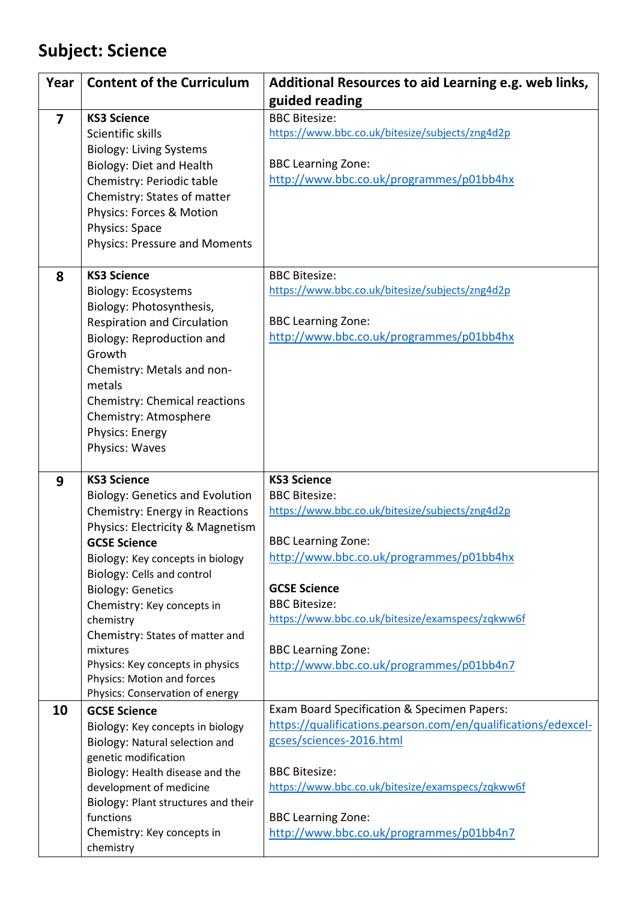# Subject: Science

| Year | Content of the Curriculum | Additional Resources to aid Learning e.g. web links, guided reading |
|---|---|---|
| **7** | **KS3 Science**<br>Scientific skills<br>Biology: Living Systems<br>Biology: Diet and Health<br>Chemistry: Periodic table<br>Chemistry: States of matter<br>Physics: Forces & Motion<br>Physics: Space<br>Physics: Pressure and Moments | BBC Bitesize:<br>https://www.bbc.co.uk/bitesize/subjects/zng4d2p<br><br>BBC Learning Zone:<br>http://www.bbc.co.uk/programmes/p01bb4hx |
| **8** | **KS3 Science**<br>Biology: Ecosystems<br>Biology: Photosynthesis, Respiration and Circulation<br>Biology: Reproduction and Growth<br>Chemistry: Metals and non-metals<br>Chemistry: Chemical reactions<br>Chemistry: Atmosphere<br>Physics: Energy<br>Physics: Waves | BBC Bitesize:<br>https://www.bbc.co.uk/bitesize/subjects/zng4d2p<br><br>BBC Learning Zone:<br>http://www.bbc.co.uk/programmes/p01bb4hx |
| **9** | **KS3 Science**<br>Biology: Genetics and Evolution<br>Chemistry: Energy in Reactions<br>Physics: Electricity & Magnetism<br>**GCSE Science**<br>Biology: Key concepts in biology<br>Biology: Cells and control<br>Biology: Genetics<br>Chemistry: Key concepts in chemistry<br>Chemistry: States of matter and mixtures<br>Physics: Key concepts in physics<br>Physics: Motion and forces<br>Physics: Conservation of energy | **KS3 Science**<br>BBC Bitesize:<br>https://www.bbc.co.uk/bitesize/subjects/zng4d2p<br><br>BBC Learning Zone:<br>http://www.bbc.co.uk/programmes/p01bb4hx<br><br>**GCSE Science**<br>BBC Bitesize:<br>https://www.bbc.co.uk/bitesize/examspecs/zqkww6f<br><br>BBC Learning Zone:<br>http://www.bbc.co.uk/programmes/p01bb4n7 |
| **10** | **GCSE Science**<br>Biology: Key concepts in biology<br>Biology: Natural selection and genetic modification<br>Biology: Health disease and the development of medicine<br>Biology: Plant structures and their functions<br>Chemistry: Key concepts in chemistry | Exam Board Specification & Specimen Papers:<br>https://qualifications.pearson.com/en/qualifications/edexcel-gcses/sciences-2016.html<br><br>BBC Bitesize:<br>https://www.bbc.co.uk/bitesize/examspecs/zqkww6f<br><br>BBC Learning Zone:<br>http://www.bbc.co.uk/programmes/p01bb4n7 |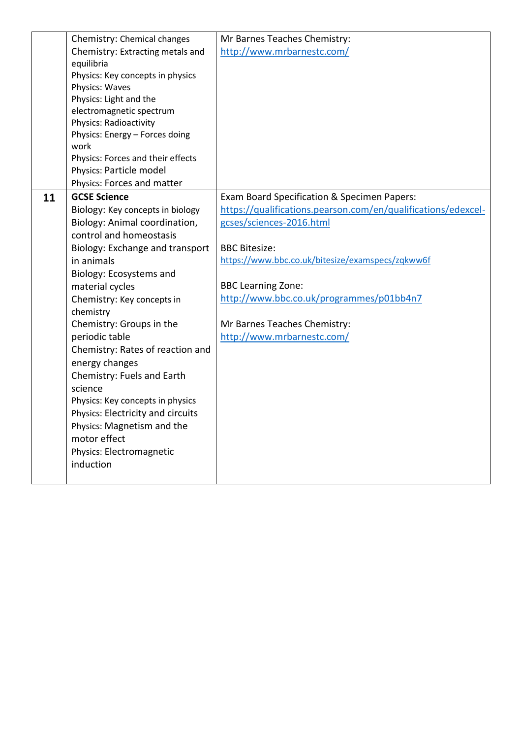| | | |
|---|---|---|
| | Chemistry: Chemical changes<br>Chemistry: Extracting metals and equilibria<br>Physics: Key concepts in physics<br>Physics: Waves<br>Physics: Light and the electromagnetic spectrum<br>Physics: Radioactivity<br>Physics: Energy – Forces doing work<br>Physics: Forces and their effects<br>Physics: Particle model<br>Physics: Forces and matter | Mr Barnes Teaches Chemistry:<br>http://www.mrbarnestc.com/ |
| **11** | **GCSE Science**<br>Biology: Key concepts in biology<br>Biology: Animal coordination, control and homeostasis<br>Biology: Exchange and transport in animals<br>Biology: Ecosystems and material cycles<br>Chemistry: Key concepts in chemistry<br>Chemistry: Groups in the periodic table<br>Chemistry: Rates of reaction and energy changes<br>Chemistry: Fuels and Earth science<br>Physics: Key concepts in physics<br>Physics: Electricity and circuits<br>Physics: Magnetism and the motor effect<br>Physics: Electromagnetic induction | Exam Board Specification & Specimen Papers:<br>https://qualifications.pearson.com/en/qualifications/edexcel-gcses/sciences-2016.html<br><br>BBC Bitesize:<br>https://www.bbc.co.uk/bitesize/examspecs/zqkww6f<br><br>BBC Learning Zone:<br>http://www.bbc.co.uk/programmes/p01bb4n7<br><br>Mr Barnes Teaches Chemistry:<br>http://www.mrbarnestc.com/ |